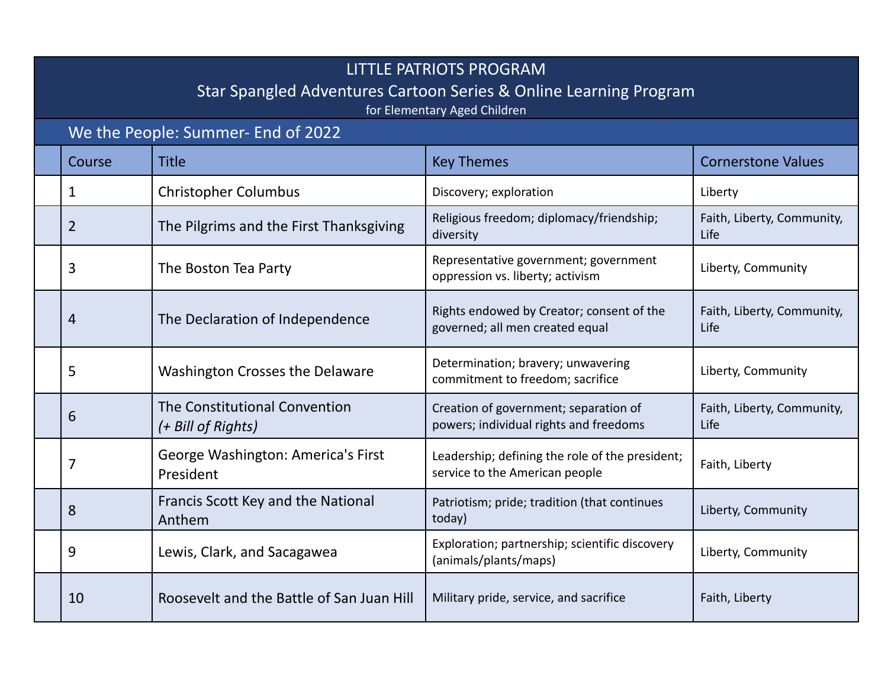# LITTLE PATRIOTS PROGRAM

## Star Spangled Adventures Cartoon Series & Online Learning Program

for Elementary Aged Children

### We the People: Summer- End of 2022

| | Course | Title | Key Themes | Cornerstone Values |
|---|---|---|---|---|
| | 1 | Christopher Columbus | Discovery; exploration | Liberty |
| | 2 | The Pilgrims and the First Thanksgiving | Religious freedom; diplomacy/friendship; diversity | Faith, Liberty, Community, Life |
| | 3 | The Boston Tea Party | Representative government; government oppression vs. liberty; activism | Liberty, Community |
| | 4 | The Declaration of Independence | Rights endowed by Creator; consent of the governed; all men created equal | Faith, Liberty, Community, Life |
| | 5 | Washington Crosses the Delaware | Determination; bravery; unwavering commitment to freedom; sacrifice | Liberty, Community |
| | 6 | The Constitutional Convention *(+ Bill of Rights)* | Creation of government; separation of powers; individual rights and freedoms | Faith, Liberty, Community, Life |
| | 7 | George Washington: America's First President | Leadership; defining the role of the president; service to the American people | Faith, Liberty |
| | 8 | Francis Scott Key and the National Anthem | Patriotism; pride; tradition (that continues today) | Liberty, Community |
| | 9 | Lewis, Clark, and Sacagawea | Exploration; partnership; scientific discovery (animals/plants/maps) | Liberty, Community |
| | 10 | Roosevelt and the Battle of San Juan Hill | Military pride, service, and sacrifice | Faith, Liberty |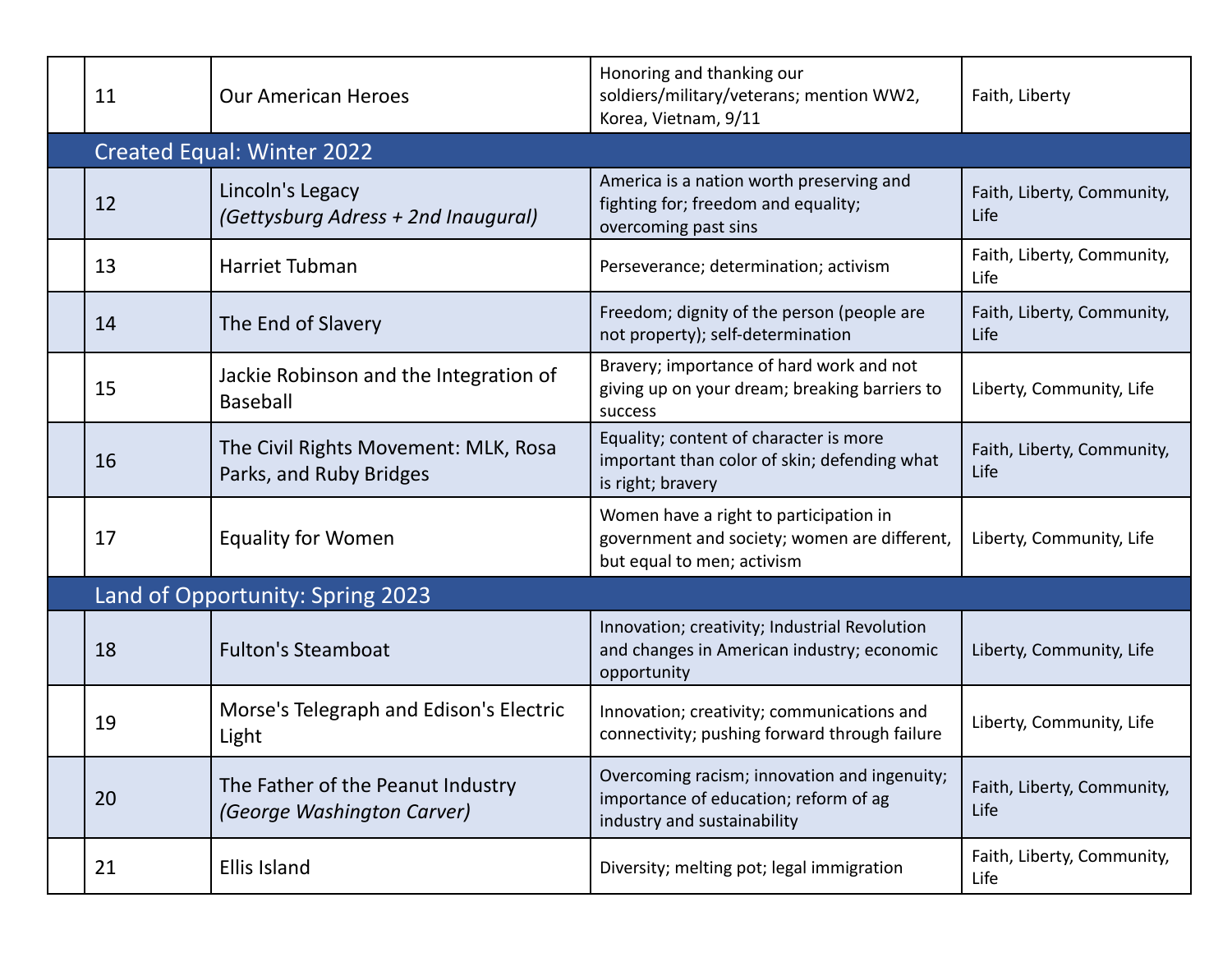| | | | | |
|---|---|---|---|---|
| | 11 | Our American Heroes | Honoring and thanking our soldiers/military/veterans; mention WW2, Korea, Vietnam, 9/11 | Faith, Liberty |
| **Created Equal: Winter 2022** | | | | |
| | 12 | Lincoln's Legacy *(Gettysburg Adress + 2nd Inaugural)* | America is a nation worth preserving and fighting for; freedom and equality; overcoming past sins | Faith, Liberty, Community, Life |
| | 13 | Harriet Tubman | Perseverance; determination; activism | Faith, Liberty, Community, Life |
| | 14 | The End of Slavery | Freedom; dignity of the person (people are not property); self-determination | Faith, Liberty, Community, Life |
| | 15 | Jackie Robinson and the Integration of Baseball | Bravery; importance of hard work and not giving up on your dream; breaking barriers to success | Liberty, Community, Life |
| | 16 | The Civil Rights Movement: MLK, Rosa Parks, and Ruby Bridges | Equality; content of character is more important than color of skin; defending what is right; bravery | Faith, Liberty, Community, Life |
| | 17 | Equality for Women | Women have a right to participation in government and society; women are different, but equal to men; activism | Liberty, Community, Life |
| **Land of Opportunity: Spring 2023** | | | | |
| | 18 | Fulton's Steamboat | Innovation; creativity; Industrial Revolution and changes in American industry; economic opportunity | Liberty, Community, Life |
| | 19 | Morse's Telegraph and Edison's Electric Light | Innovation; creativity; communications and connectivity; pushing forward through failure | Liberty, Community, Life |
| | 20 | The Father of the Peanut Industry *(George Washington Carver)* | Overcoming racism; innovation and ingenuity; importance of education; reform of ag industry and sustainability | Faith, Liberty, Community, Life |
| | 21 | Ellis Island | Diversity; melting pot; legal immigration | Faith, Liberty, Community, Life |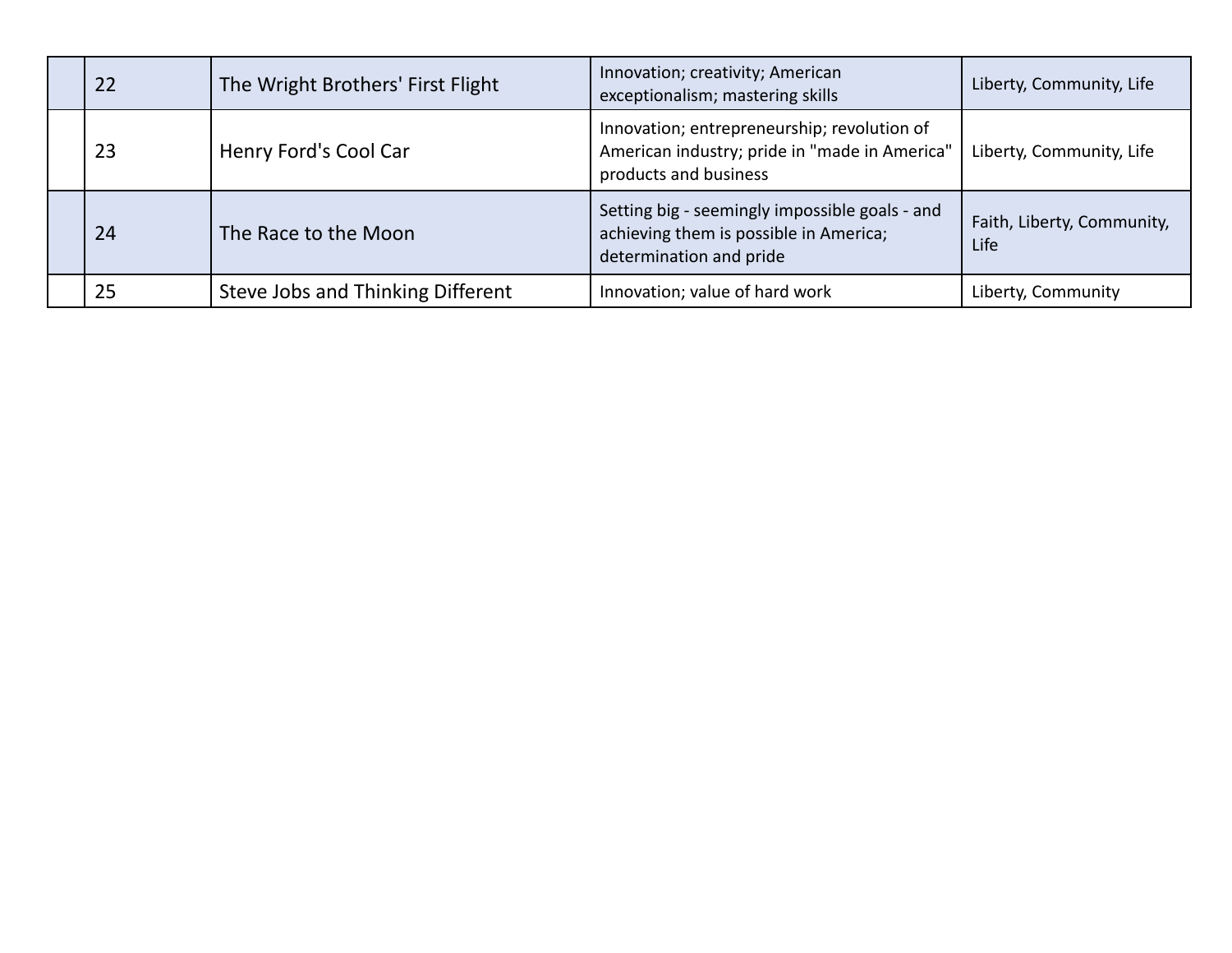| | | | | |
|---|---|---|---|---|
| | 22 | The Wright Brothers' First Flight | Innovation; creativity; American exceptionalism; mastering skills | Liberty, Community, Life |
| | 23 | Henry Ford's Cool Car | Innovation; entrepreneurship; revolution of American industry; pride in "made in America" products and business | Liberty, Community, Life |
| | 24 | The Race to the Moon | Setting big - seemingly impossible goals - and achieving them is possible in America; determination and pride | Faith, Liberty, Community, Life |
| | 25 | Steve Jobs and Thinking Different | Innovation; value of hard work | Liberty, Community |